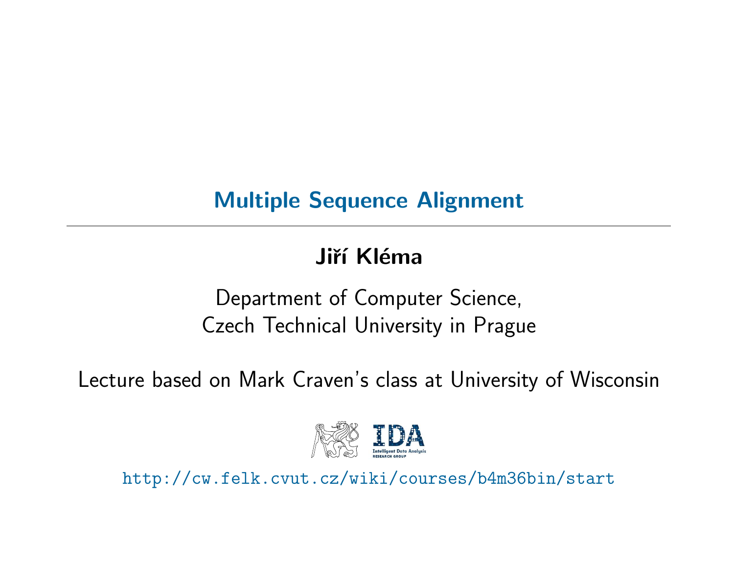# Multiple Sequence Alignment

**Jiří Kléma**

Department of Computer Science,
Czech Technical University in Prague

Lecture based on Mark Craven's class at University of Wisconsin

http://cw.felk.cvut.cz/wiki/courses/b4m36bin/start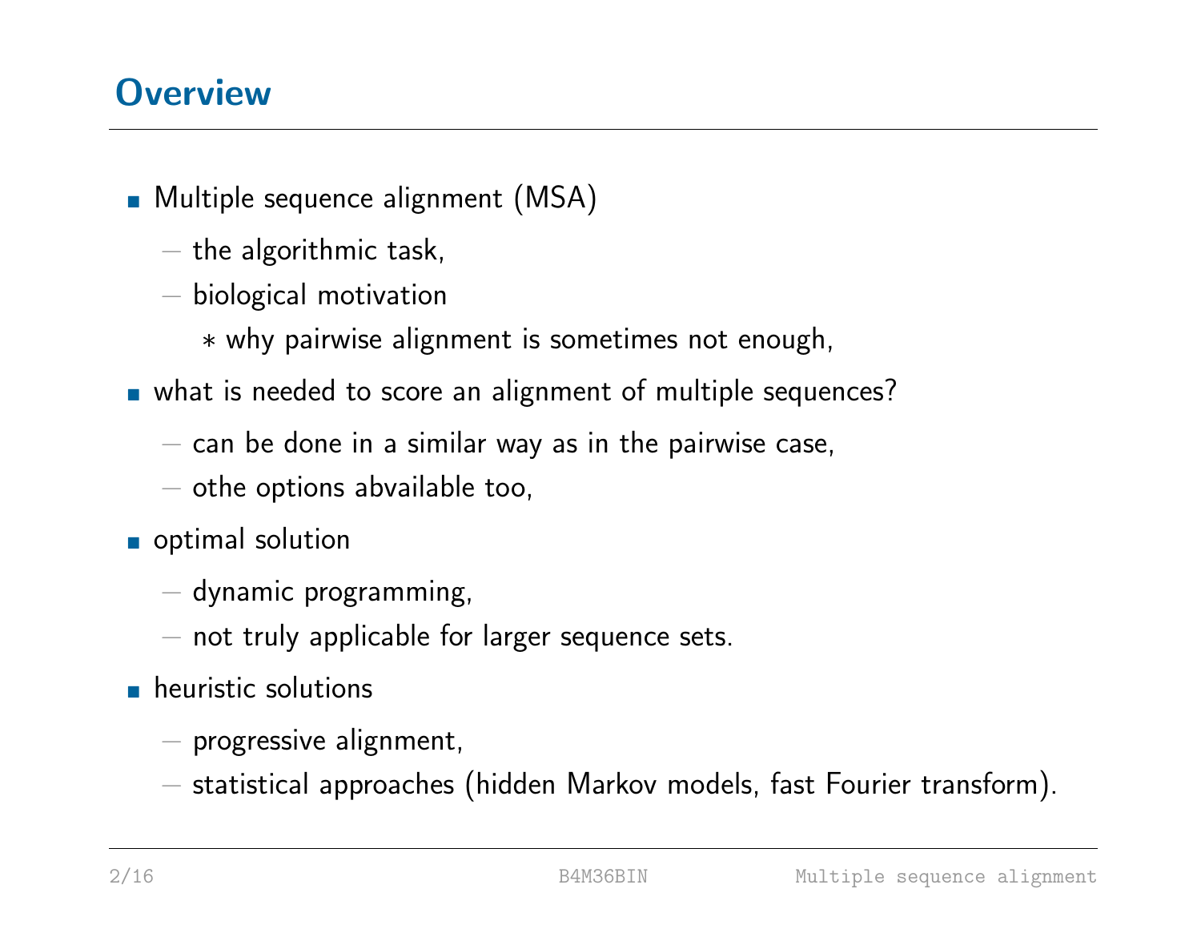## Overview

- Multiple sequence alignment (MSA)
  - the algorithmic task,
  - biological motivation
    - why pairwise alignment is sometimes not enough,
- what is needed to score an alignment of multiple sequences?
  - can be done in a similar way as in the pairwise case,
  - othe options abvailable too,
- optimal solution
  - dynamic programming,
  - not truly applicable for larger sequence sets.
- heuristic solutions
  - progressive alignment,
  - statistical approaches (hidden Markov models, fast Fourier transform).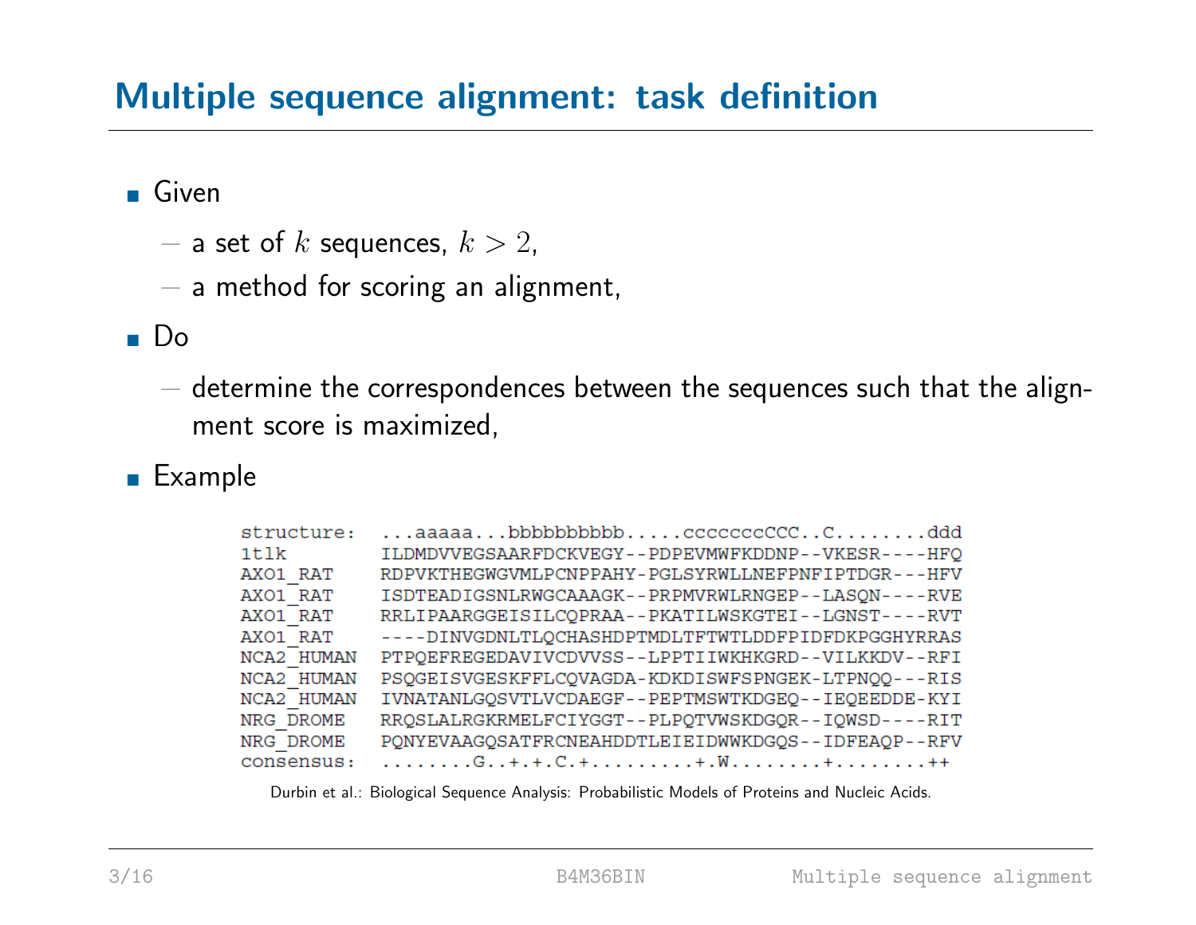# Multiple sequence alignment: task definition

- Given
  - a set of $k$ sequences, $k > 2$,
  - a method for scoring an alignment,
- Do
  - determine the correspondences between the sequences such that the alignment score is maximized,
- Example

```
structure:  ...aaaaa...bbbbbbbbbb.....cccccccCCC..C.......ddd
1tlk        ILDMDVVEGSAARFDCKVEGY--PDPEVMWFKDDNP--VKESR----HFQ
AXO1_RAT    RDPVKTHEGWGVMLPCNPPAHY-PGLSYRWLLNEFPNFIPTDGR---HFV
AXO1_RAT    ISDTEADIGSNLRWGCAAAGK--PRPMVRWLRNGEP--LASQN----RVE
AXO1_RAT    RRLIPAARGGEISILCQPRAA--PKATILWSKGTEI--LGNST----RVT
AXO1_RAT    ----DINVGDNLTLQCHASHDPTMDLTFTWTLDDFPIDFDKPGGHYRRAS
NCA2_HUMAN  PTPQEFREGEDAVIVCDVVSS--LPPTIIWKHKGRD--VILKKDV--RFI
NCA2_HUMAN  PSQGEISVGESKFFLCQVAGDA-KDKDISWFSPNGEK-LTPNQQ---RIS
NCA2_HUMAN  IVNATANLGQSVTLVCDAEGF--PEPTMSWTKDGEQ--IEQEEDDE-KYI
NRG_DROME   RRQSLALRGKRMELFCIYGGT--PLPQTVWSKDGQR--IQWSD----RIT
NRG_DROME   PQNYEVAAGQSATFRCNEAHDDTLEIEIDWWKDGQS--IDFEAQP--RFV
consensus:  .......G..+.+.C.+........+.W.......+.......++
```

Durbin et al.: Biological Sequence Analysis: Probabilistic Models of Proteins and Nucleic Acids.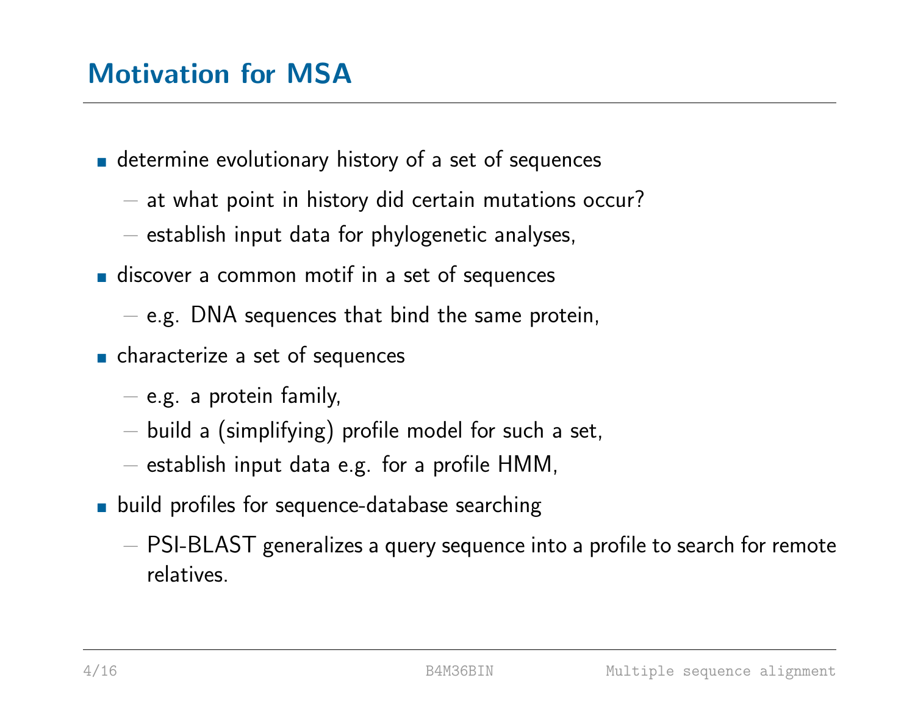# Motivation for MSA

- determine evolutionary history of a set of sequences
  - at what point in history did certain mutations occur?
  - establish input data for phylogenetic analyses,
- discover a common motif in a set of sequences
  - e.g. DNA sequences that bind the same protein,
- characterize a set of sequences
  - e.g. a protein family,
  - build a (simplifying) profile model for such a set,
  - establish input data e.g. for a profile HMM,
- build profiles for sequence-database searching
  - PSI-BLAST generalizes a query sequence into a profile to search for remote relatives.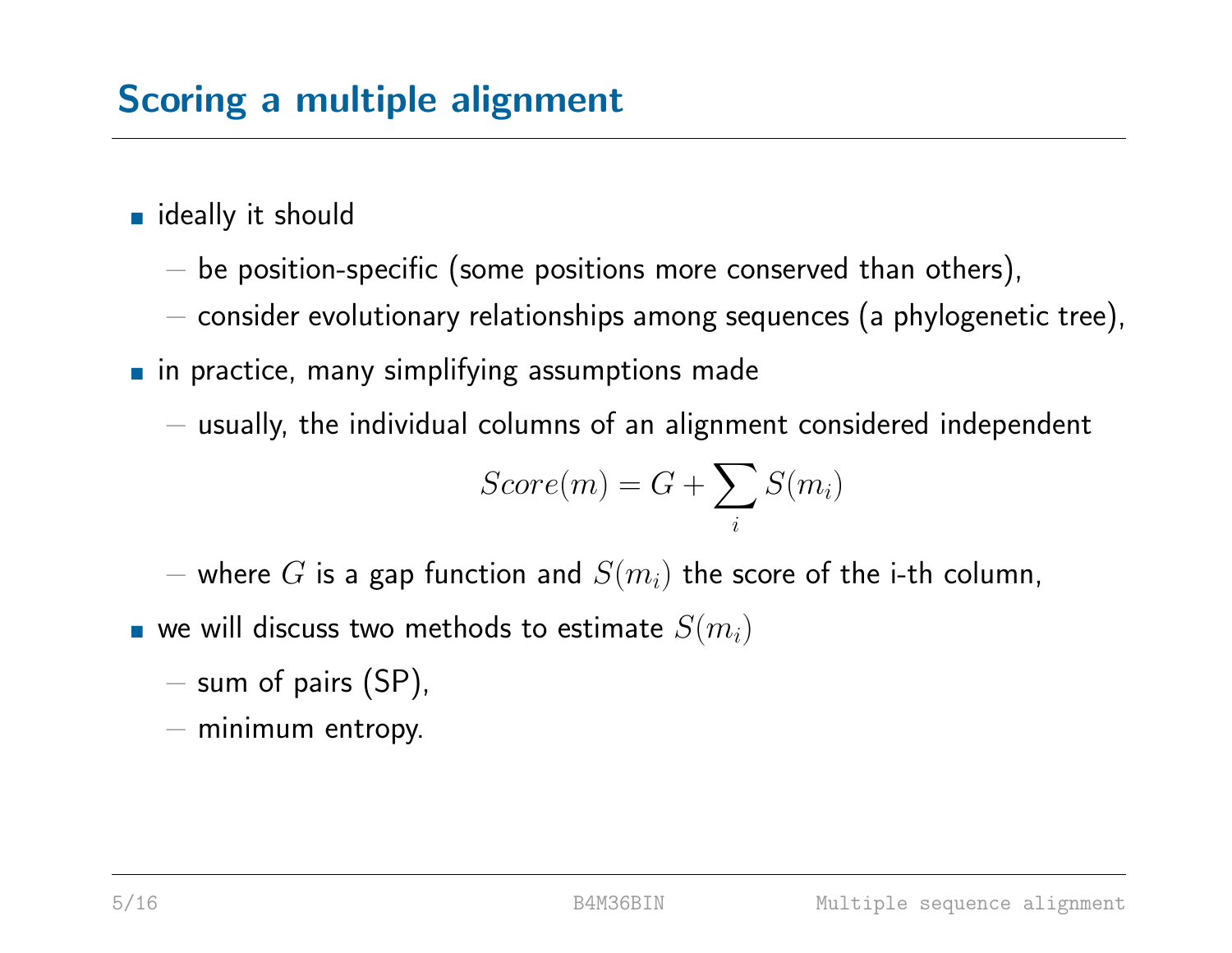# Scoring a multiple alignment

- ideally it should
  - be position-specific (some positions more conserved than others),
  - consider evolutionary relationships among sequences (a phylogenetic tree),
- in practice, many simplifying assumptions made
  - usually, the individual columns of an alignment considered independent

$$Score(m) = G + \sum_i S(m_i)$$

  - where $G$ is a gap function and $S(m_i)$ the score of the i-th column,
- we will discuss two methods to estimate $S(m_i)$
  - sum of pairs (SP),
  - minimum entropy.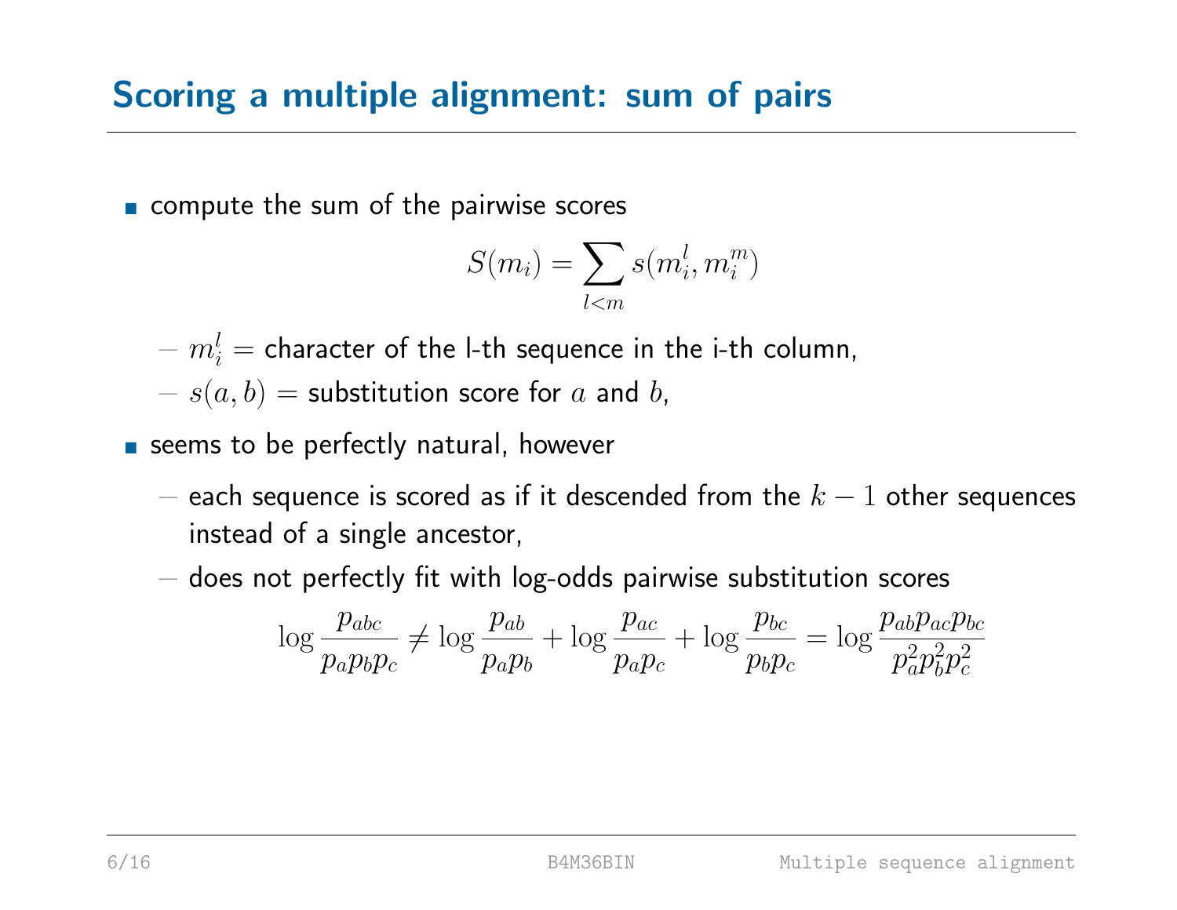# Scoring a multiple alignment: sum of pairs

- compute the sum of the pairwise scores

$$S(m_i) = \sum_{l<m} s(m_i^l, m_i^m)$$

  - $m_i^l$ = character of the l-th sequence in the i-th column,
  - $s(a, b)$ = substitution score for $a$ and $b$,

- seems to be perfectly natural, however
  - each sequence is scored as if it descended from the $k-1$ other sequences instead of a single ancestor,
  - does not perfectly fit with log-odds pairwise substitution scores

$$\log \frac{p_{abc}}{p_a p_b p_c} \neq \log \frac{p_{ab}}{p_a p_b} + \log \frac{p_{ac}}{p_a p_c} + \log \frac{p_{bc}}{p_b p_c} = \log \frac{p_{ab} p_{ac} p_{bc}}{p_a^2 p_b^2 p_c^2}$$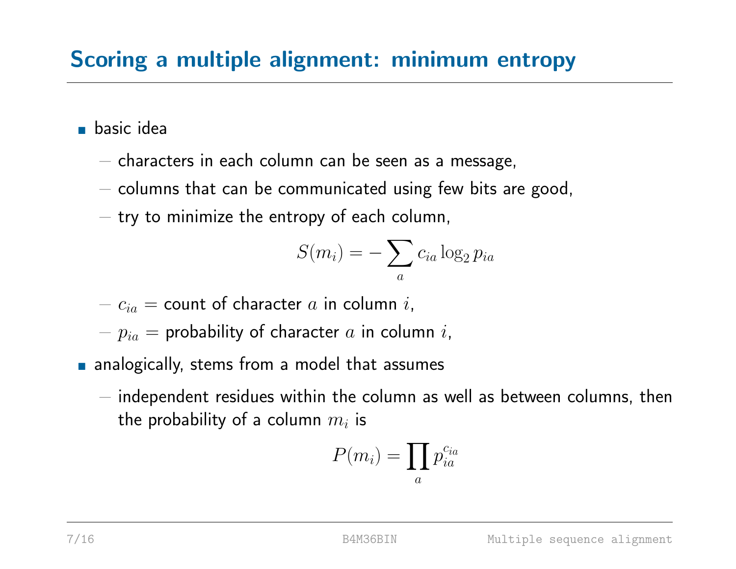# Scoring a multiple alignment: minimum entropy

- basic idea
  - characters in each column can be seen as a message,
  - columns that can be communicated using few bits are good,
  - try to minimize the entropy of each column,

$$S(m_i) = -\sum_a c_{ia} \log_2 p_{ia}$$

  - $c_{ia}$ = count of character $a$ in column $i$,
  - $p_{ia}$ = probability of character $a$ in column $i$,
- analogically, stems from a model that assumes
  - independent residues within the column as well as between columns, then the probability of a column $m_i$ is

$$P(m_i) = \prod_a p_{ia}^{c_{ia}}$$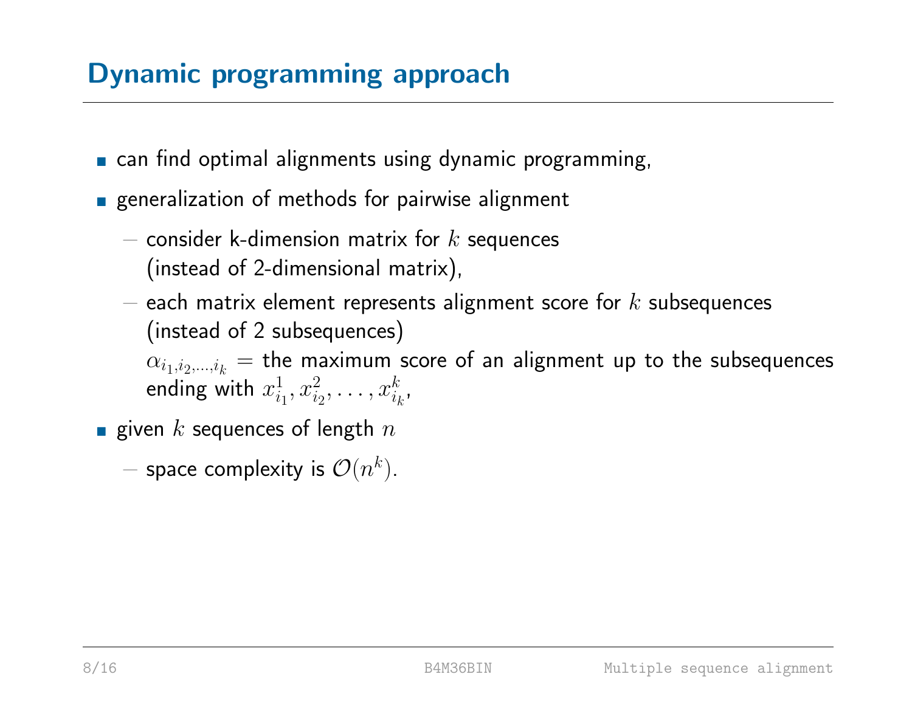# Dynamic programming approach

- can find optimal alignments using dynamic programming,
- generalization of methods for pairwise alignment
  - consider k-dimension matrix for $k$ sequences (instead of 2-dimensional matrix),
  - each matrix element represents alignment score for $k$ subsequences (instead of 2 subsequences)

    $\alpha_{i_1,i_2,\ldots,i_k}$ = the maximum score of an alignment up to the subsequences ending with $x^1_{i_1}, x^2_{i_2}, \ldots, x^k_{i_k}$,
- given $k$ sequences of length $n$
  - space complexity is $\mathcal{O}(n^k)$.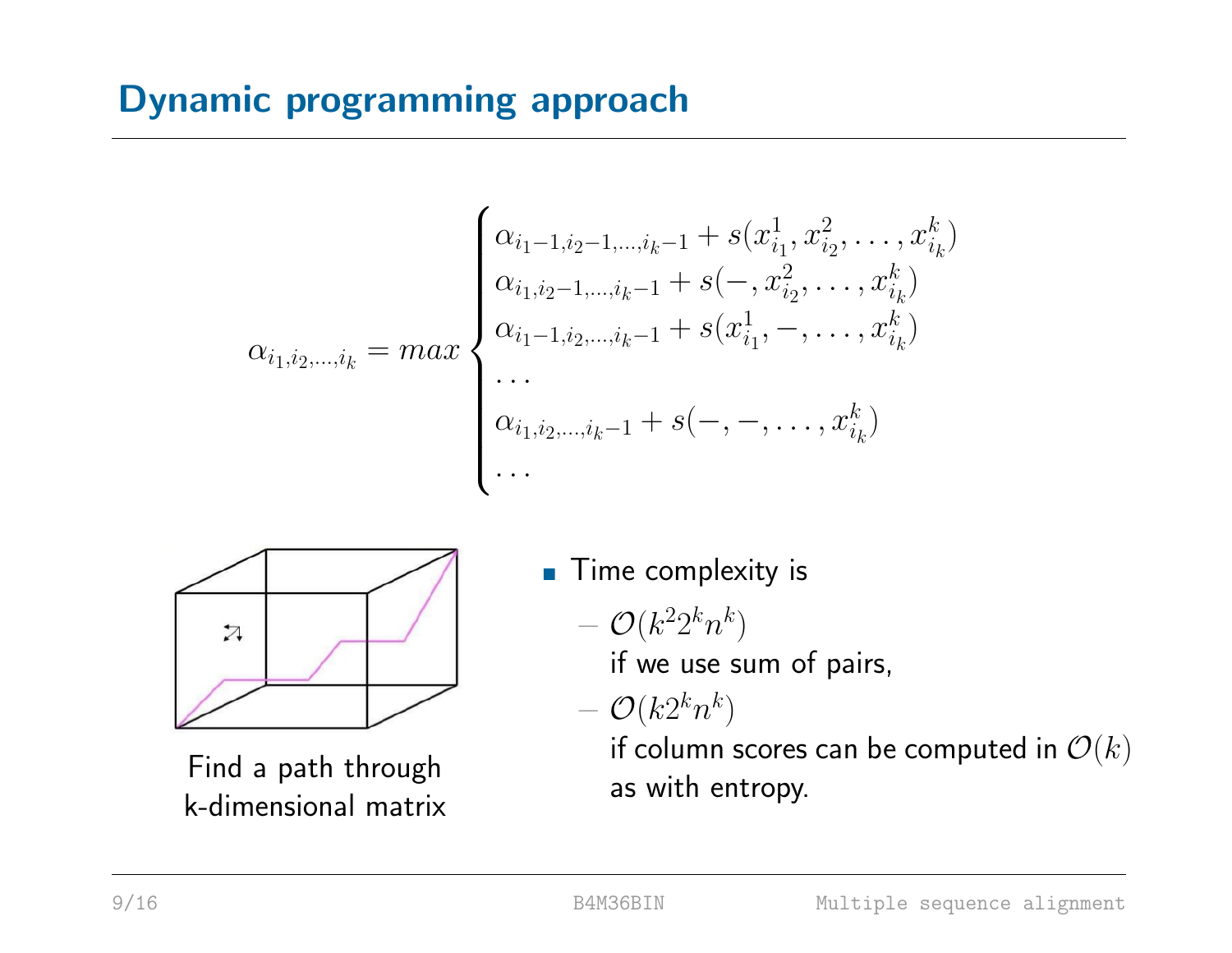## Dynamic programming approach

$$
\alpha_{i_1,i_2,\ldots,i_k} = max \begin{cases} \alpha_{i_1-1,i_2-1,\ldots,i_k-1} + s(x^1_{i_1}, x^2_{i_2}, \ldots, x^k_{i_k}) \\ \alpha_{i_1,i_2-1,\ldots,i_k-1} + s(-, x^2_{i_2}, \ldots, x^k_{i_k}) \\ \alpha_{i_1-1,i_2,\ldots,i_k-1} + s(x^1_{i_1}, -, \ldots, x^k_{i_k}) \\ \ldots \\ \alpha_{i_1,i_2,\ldots,i_k-1} + s(-, -, \ldots, x^k_{i_k}) \\ \ldots \end{cases}
$$

Find a path through k-dimensional matrix

- Time complexity is
  - $\mathcal{O}(k^2 2^k n^k)$ if we use sum of pairs,
  - $\mathcal{O}(k 2^k n^k)$ if column scores can be computed in $\mathcal{O}(k)$ as with entropy.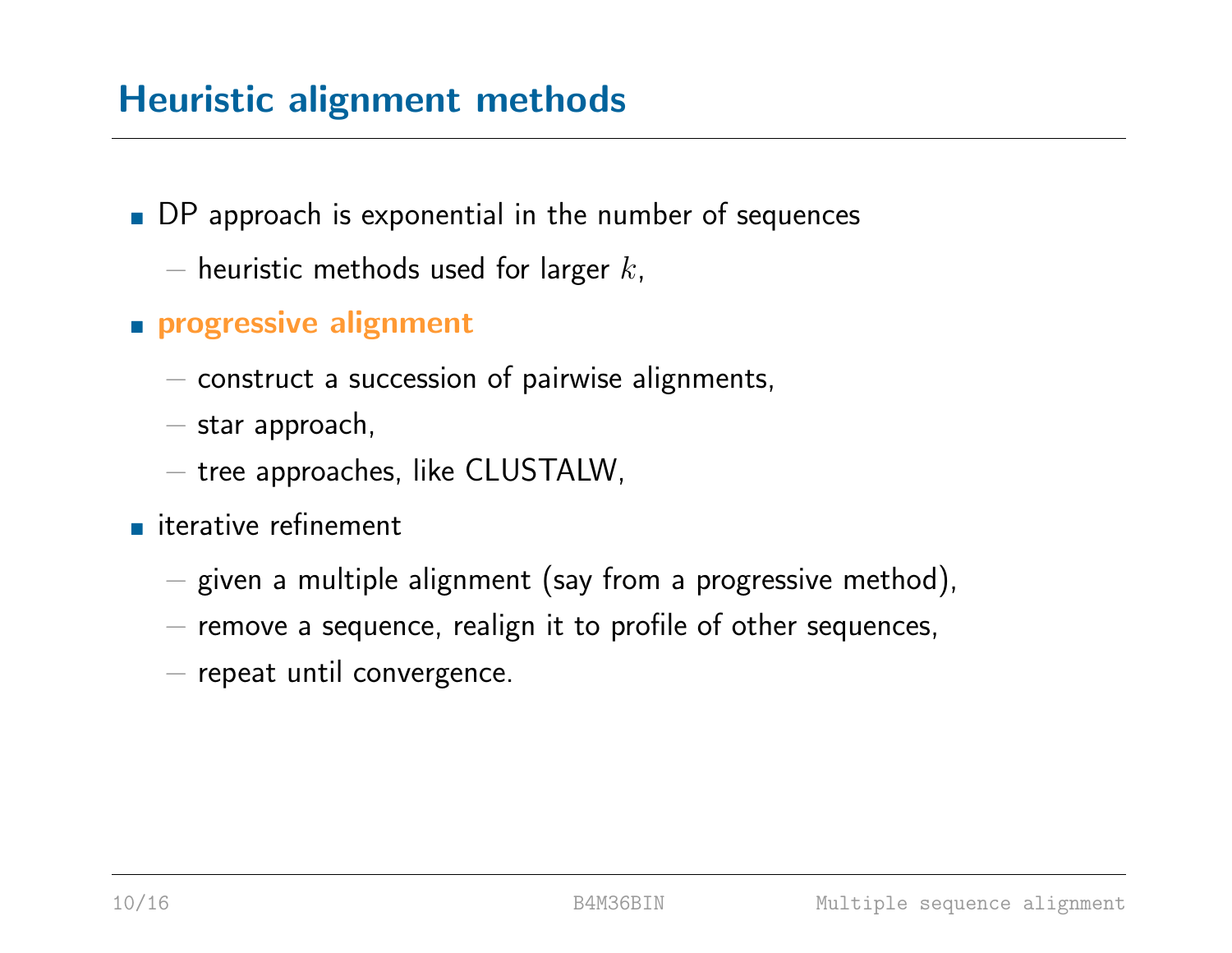# Heuristic alignment methods

- DP approach is exponential in the number of sequences
  - heuristic methods used for larger $k$,
- **progressive alignment**
  - construct a succession of pairwise alignments,
  - star approach,
  - tree approaches, like CLUSTALW,
- iterative refinement
  - given a multiple alignment (say from a progressive method),
  - remove a sequence, realign it to profile of other sequences,
  - repeat until convergence.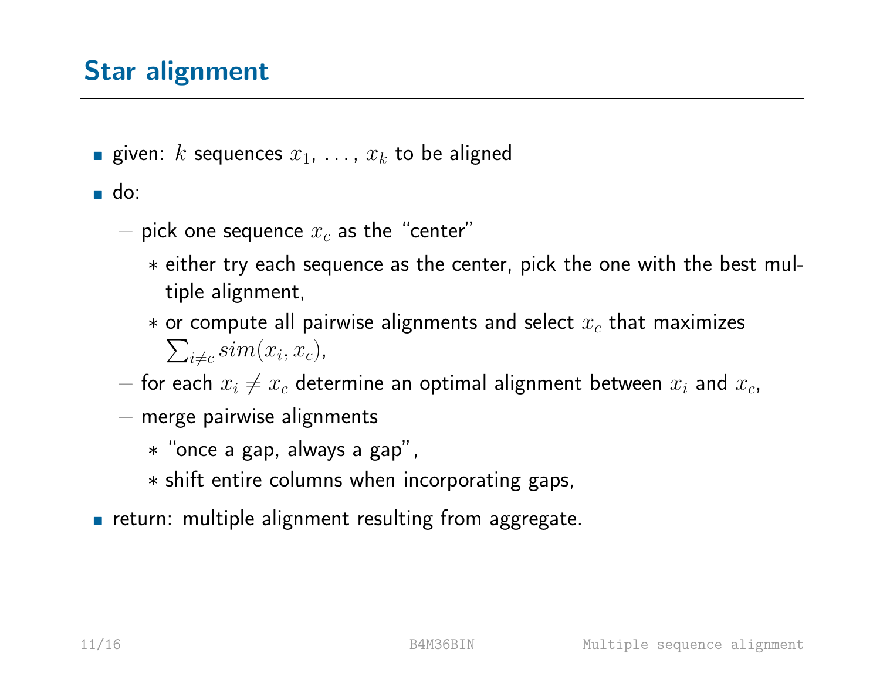## Star alignment

- given: $k$ sequences $x_1, \ldots, x_k$ to be aligned
- do:
  - pick one sequence $x_c$ as the "center"
    - either try each sequence as the center, pick the one with the best multiple alignment,
    - or compute all pairwise alignments and select $x_c$ that maximizes $\sum_{i \neq c} sim(x_i, x_c)$,
  - for each $x_i \neq x_c$ determine an optimal alignment between $x_i$ and $x_c$,
  - merge pairwise alignments
    - "once a gap, always a gap",
    - shift entire columns when incorporating gaps,
- return: multiple alignment resulting from aggregate.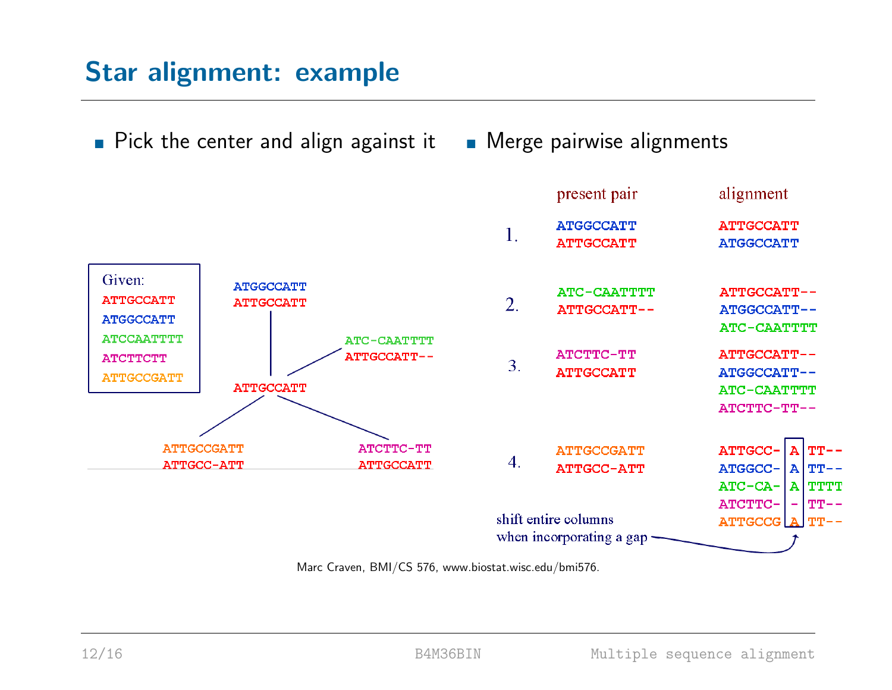# Star alignment: example

- Pick the center and align against it
- Merge pairwise alignments

Given:

```
ATTGCCATT
ATGGCCATT
ATCCAATTTT
ATCTTCTT
ATTGCCGATT
```

Center: ATTGCCATT

```
ATGGCCATT
ATTGCCATT

ATC-CAATTTT
ATTGCCATT--

ATTGCCGATT
ATTGCC-ATT

ATCTTC-TT
ATTGCCATT
```

| | present pair | alignment |
|---|---|---|
| 1. | ATGGCCATT<br>ATTGCCATT | ATTGCCATT<br>ATGGCCATT |
| 2. | ATC-CAATTTT<br>ATTGCCATT-- | ATTGCCATT--<br>ATGGCCATT--<br>ATC-CAATTTT |
| 3. | ATCTTC-TT<br>ATTGCCATT | ATTGCCATT--<br>ATGGCCATT--<br>ATC-CAATTTT<br>ATCTTC-TT-- |
| 4. | ATTGCCGATT<br>ATTGCC-ATT | ATTGCC-ATT--<br>ATGGCC-ATT--<br>ATC-CA-ATTTT<br>ATCTTC--TT--<br>ATTGCCGATT-- |

shift entire columns when incorporating a gap

Marc Craven, BMI/CS 576, www.biostat.wisc.edu/bmi576.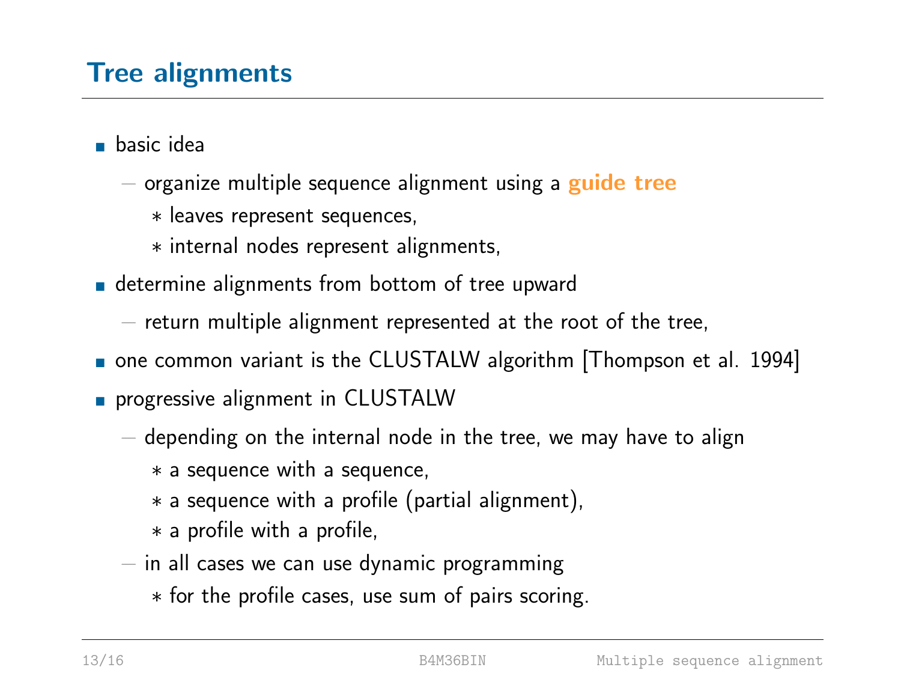# Tree alignments

- basic idea
  - organize multiple sequence alignment using a **guide tree**
    - leaves represent sequences,
    - internal nodes represent alignments,
- determine alignments from bottom of tree upward
  - return multiple alignment represented at the root of the tree,
- one common variant is the CLUSTALW algorithm [Thompson et al. 1994]
- progressive alignment in CLUSTALW
  - depending on the internal node in the tree, we may have to align
    - a sequence with a sequence,
    - a sequence with a profile (partial alignment),
    - a profile with a profile,
  - in all cases we can use dynamic programming
    - for the profile cases, use sum of pairs scoring.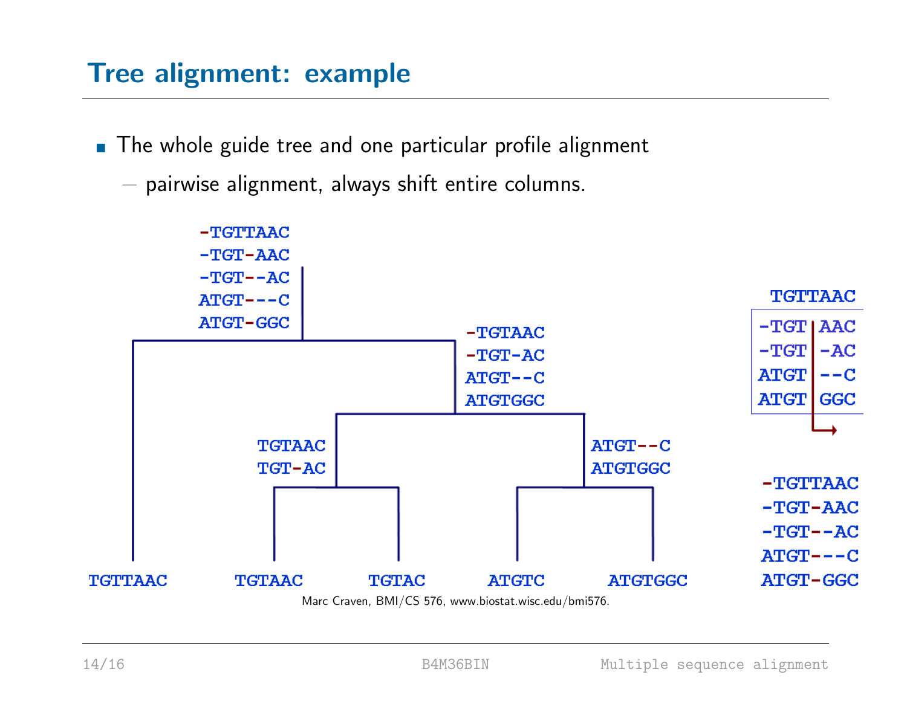# Tree alignment: example

- The whole guide tree and one particular profile alignment
  - pairwise alignment, always shift entire columns.

```
-TGTTAAC
-TGT-AAC
-TGT--AC
ATGT---C
ATGT-GGC
```

```
-TGTAAC
-TGT-AC
ATGT--C
ATGTGGC
```

```
TGTAAC
TGT-AC
```

```
ATGT--C
ATGTGGC
```

TGTTAAC  TGTAAC  TGTAC  ATGTC  ATGTGGC

```
TGTTAAC

-TGT AAC
-TGT -AC
ATGT --C
ATGT GGC
```

```
-TGTTAAC
-TGT-AAC
-TGT--AC
ATGT---C
ATGT-GGC
```

Marc Craven, BMI/CS 576, www.biostat.wisc.edu/bmi576.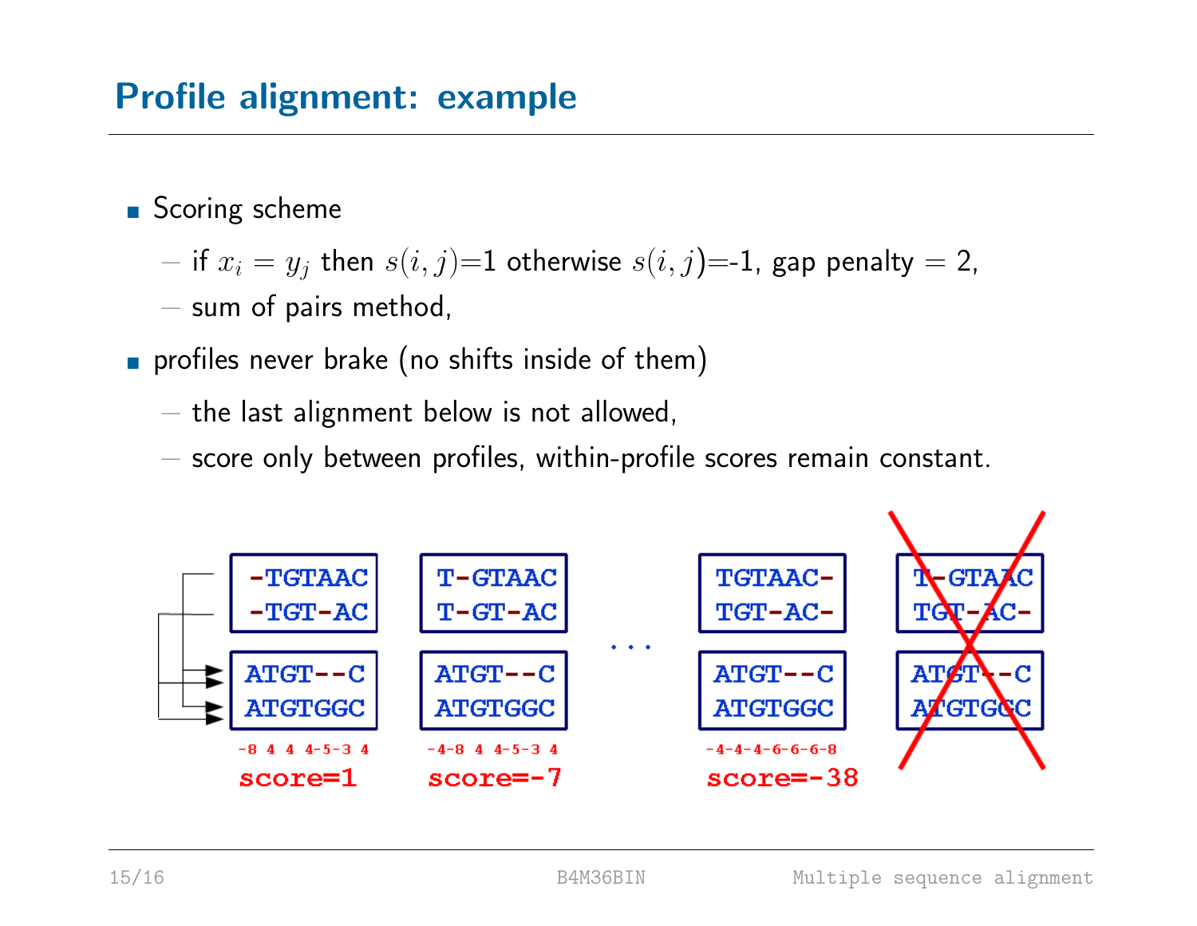## Profile alignment: example

- Scoring scheme
  - if $x_i = y_j$ then $s(i,j)$=1 otherwise $s(i,j)$=-1, gap penalty = 2,
  - sum of pairs method,
- profiles never brake (no shifts inside of them)
  - the last alignment below is not allowed,
  - score only between profiles, within-profile scores remain constant.

```
-TGTAAC      T-GTAAC            TGTAAC-      T-GTAAC
-TGT-AC      T-GT-AC            TGT-AC-      TGT-AC-
                        . . .
ATGT--C      ATGT--C            ATGT--C      ATGT--C
ATGTGGC      ATGTGGC            ATGTGGC      ATGTGGC
-8 4 4 4-5-3 4   -4-8 4 4-5-3 4   -4-4-4-6-6-6-8
score=1      score=-7           score=-38
```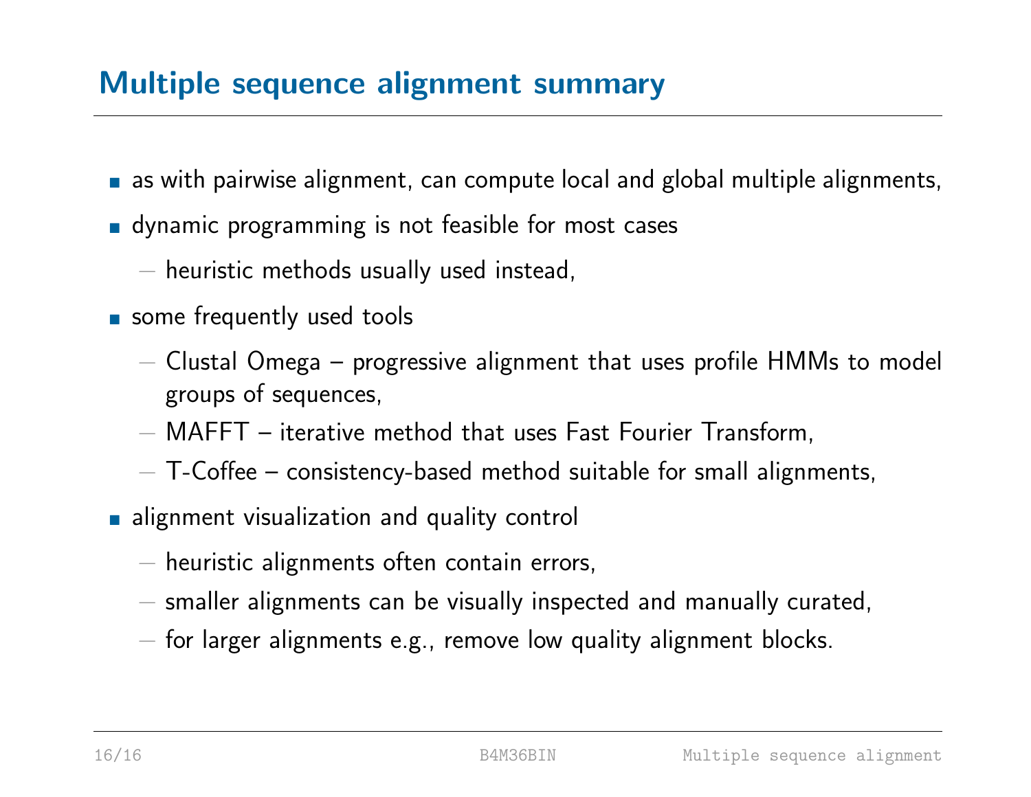# Multiple sequence alignment summary

- as with pairwise alignment, can compute local and global multiple alignments,
- dynamic programming is not feasible for most cases
  - heuristic methods usually used instead,
- some frequently used tools
  - Clustal Omega – progressive alignment that uses profile HMMs to model groups of sequences,
  - MAFFT – iterative method that uses Fast Fourier Transform,
  - T-Coffee – consistency-based method suitable for small alignments,
- alignment visualization and quality control
  - heuristic alignments often contain errors,
  - smaller alignments can be visually inspected and manually curated,
  - for larger alignments e.g., remove low quality alignment blocks.